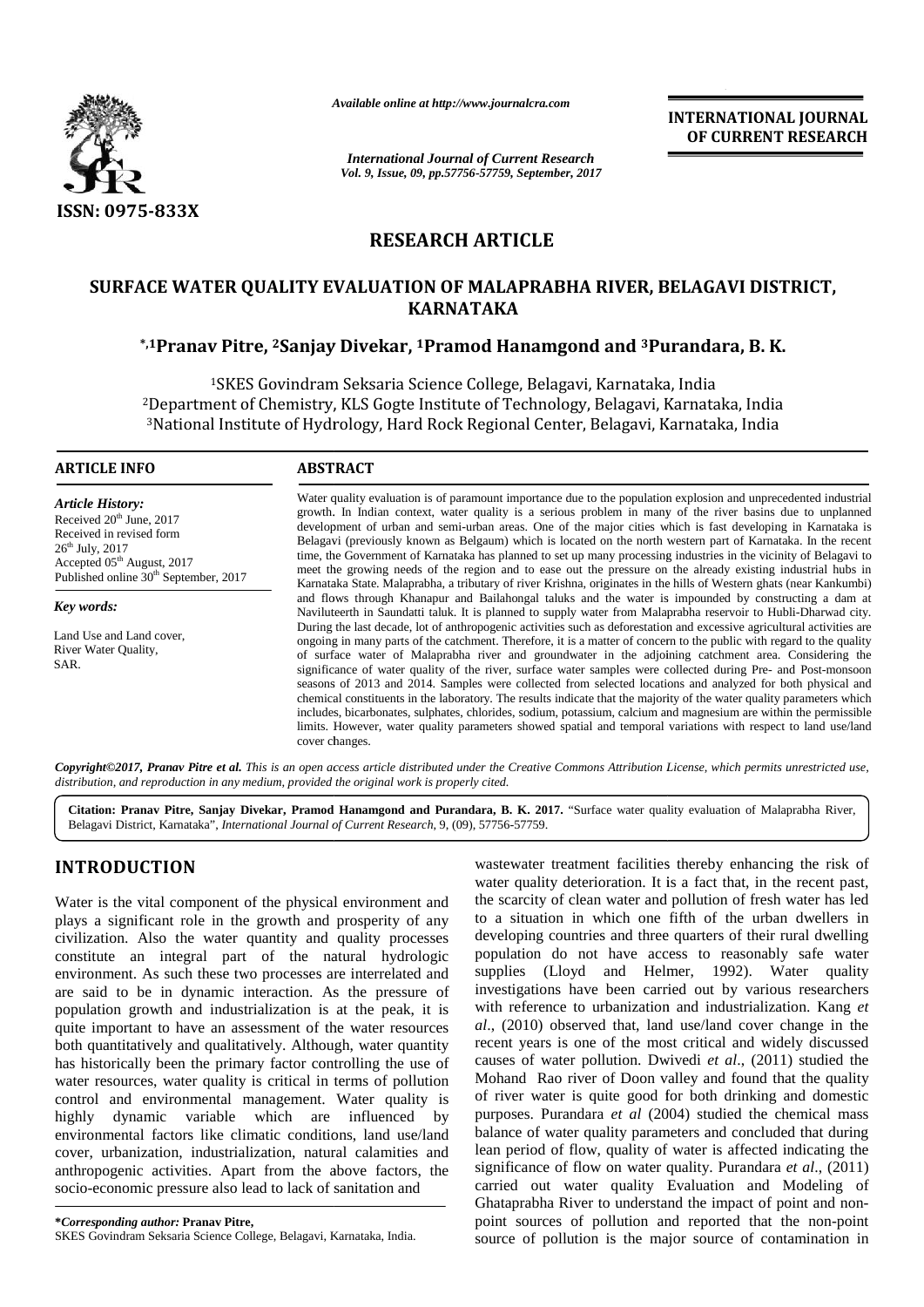ISSN: 0975-833X

*Available online at http://www.journalcra.com*

*International Journal of Current Research*
*Vol. 9, Issue, 09, pp.57756-57759, September, 2017*

**INTERNATIONAL JOURNAL OF CURRENT RESEARCH**

## RESEARCH ARTICLE

# SURFACE WATER QUALITY EVALUATION OF MALAPRABHA RIVER, BELAGAVI DISTRICT, KARNATAKA

**\*,[1]Pranav Pitre, [2]Sanjay Divekar, [1]Pramod Hanamgond and [3]Purandara, B. K.**

[1]SKES Govindram Seksaria Science College, Belagavi, Karnataka, India
[2]Department of Chemistry, KLS Gogte Institute of Technology, Belagavi, Karnataka, India
[3]National Institute of Hydrology, Hard Rock Regional Center, Belagavi, Karnataka, India

### ARTICLE INFO

*Article History:*
Received 20th June, 2017
Received in revised form
26th July, 2017
Accepted 05th August, 2017
Published online 30th September, 2017

*Key words:*
Land Use and Land cover,
River Water Quality,
SAR.

### ABSTRACT

Water quality evaluation is of paramount importance due to the population explosion and unprecedented industrial growth. In Indian context, water quality is a serious problem in many of the river basins due to unplanned development of urban and semi-urban areas. One of the major cities which is fast developing in Karnataka is Belagavi (previously known as Belgaum) which is located on the north western part of Karnataka. In the recent time, the Government of Karnataka has planned to set up many processing industries in the vicinity of Belagavi to meet the growing needs of the region and to ease out the pressure on the already existing industrial hubs in Karnataka State. Malaprabha, a tributary of river Krishna, originates in the hills of Western ghats (near Kankumbi) and flows through Khanapur and Bailahongal taluks and the water is impounded by constructing a dam at Naviluteerth in Saundatti taluk. It is planned to supply water from Malaprabha reservoir to Hubli-Dharwad city. During the last decade, lot of anthropogenic activities such as deforestation and excessive agricultural activities are ongoing in many parts of the catchment. Therefore, it is a matter of concern to the public with regard to the quality of surface water of Malaprabha river and groundwater in the adjoining catchment area. Considering the significance of water quality of the river, surface water samples were collected during Pre- and Post-monsoon seasons of 2013 and 2014. Samples were collected from selected locations and analyzed for both physical and chemical constituents in the laboratory. The results indicate that the majority of the water quality parameters which includes, bicarbonates, sulphates, chlorides, sodium, potassium, calcium and magnesium are within the permissible limits. However, water quality parameters showed spatial and temporal variations with respect to land use/land cover changes.

***Copyright©2017, Pranav Pitre et al.*** *This is an open access article distributed under the Creative Commons Attribution License, which permits unrestricted use, distribution, and reproduction in any medium, provided the original work is properly cited.*

**Citation: Pranav Pitre, Sanjay Divekar, Pramod Hanamgond and Purandara, B. K. 2017.** "Surface water quality evaluation of Malaprabha River, Belagavi District, Karnataka", *International Journal of Current Research*, 9, (09), 57756-57759.

## INTRODUCTION

Water is the vital component of the physical environment and plays a significant role in the growth and prosperity of any civilization. Also the water quantity and quality processes constitute an integral part of the natural hydrologic environment. As such these two processes are interrelated and are said to be in dynamic interaction. As the pressure of population growth and industrialization is at the peak, it is quite important to have an assessment of the water resources both quantitatively and qualitatively. Although, water quantity has historically been the primary factor controlling the use of water resources, water quality is critical in terms of pollution control and environmental management. Water quality is highly dynamic variable which are influenced by environmental factors like climatic conditions, land use/land cover, urbanization, industrialization, natural calamities and anthropogenic activities. Apart from the above factors, the socio-economic pressure also lead to lack of sanitation and wastewater treatment facilities thereby enhancing the risk of water quality deterioration. It is a fact that, in the recent past, the scarcity of clean water and pollution of fresh water has led to a situation in which one fifth of the urban dwellers in developing countries and three quarters of their rural dwelling population do not have access to reasonably safe water supplies (Lloyd and Helmer, 1992). Water quality investigations have been carried out by various researchers with reference to urbanization and industrialization. Kang *et al*., (2010) observed that, land use/land cover change in the recent years is one of the most critical and widely discussed causes of water pollution. Dwivedi *et al*., (2011) studied the Mohand Rao river of Doon valley and found that the quality of river water is quite good for both drinking and domestic purposes. Purandara *et al* (2004) studied the chemical mass balance of water quality parameters and concluded that during lean period of flow, quality of water is affected indicating the significance of flow on water quality. Purandara *et al*., (2011) carried out water quality Evaluation and Modeling of Ghataprabha River to understand the impact of point and non-point sources of pollution and reported that the non-point source of pollution is the major source of contamination in

***\*Corresponding author:* Pranav Pitre,**
SKES Govindram Seksaria Science College, Belagavi, Karnataka, India.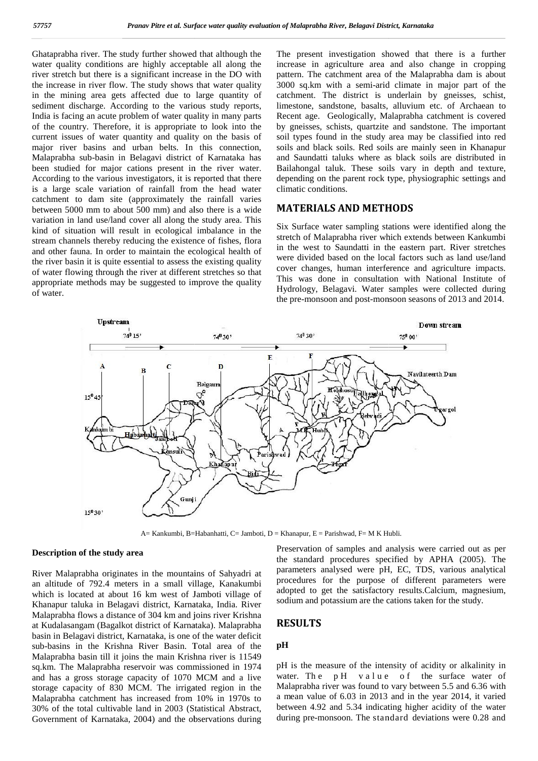Ghataprabha river. The study further showed that although the water quality conditions are highly acceptable all along the river stretch but there is a significant increase in the DO with the increase in river flow. The study shows that water quality in the mining area gets affected due to large quantity of sediment discharge. According to the various study reports, India is facing an acute problem of water quality in many parts of the country. Therefore, it is appropriate to look into the current issues of water quantity and quality on the basis of major river basins and urban belts. In this connection, Malaprabha sub-basin in Belagavi district of Karnataka has been studied for major cations present in the river water. According to the various investigators, it is reported that there is a large scale variation of rainfall from the head water catchment to dam site (approximately the rainfall varies between 5000 mm to about 500 mm) and also there is a wide variation in land use/land cover all along the study area. This kind of situation will result in ecological imbalance in the stream channels thereby reducing the existence of fishes, flora and other fauna. In order to maintain the ecological health of the river basin it is quite essential to assess the existing quality of water flowing through the river at different stretches so that appropriate methods may be suggested to improve the quality of water.

A= Kankumbi, B=Habanhatti, C= Jamboti, D = Khanapur, E = Parishwad, F= M K Hubli.

### Description of the study area

River Malaprabha originates in the mountains of Sahyadri at an altitude of 792.4 meters in a small village, Kanakumbi which is located at about 16 km west of Jamboti village of Khanapur taluka in Belagavi district, Karnataka, India. River Malaprabha flows a distance of 304 km and joins river Krishna at Kudalasangam (Bagalkot district of Karnataka). Malaprabha basin in Belagavi district, Karnataka, is one of the water deficit sub-basins in the Krishna River Basin. Total area of the Malaprabha basin till it joins the main Krishna river is 11549 sq.km. The Malaprabha reservoir was commissioned in 1974 and has a gross storage capacity of 1070 MCM and a live storage capacity of 830 MCM. The irrigated region in the Malaprabha catchment has increased from 10% in 1970s to 30% of the total cultivable land in 2003 (Statistical Abstract, Government of Karnataka, 2004) and the observations during the present investigation showed that there is a further increase in agriculture area and also change in cropping pattern. The catchment area of the Malaprabha dam is about 3000 sq.km with a semi-arid climate in major part of the catchment. The district is underlain by gneisses, schist, limestone, sandstone, basalts, alluvium etc. of Archaean to Recent age. Geologically, Malaprabha catchment is covered by gneisses, schists, quartzite and sandstone. The important soil types found in the study area may be classified into red soils and black soils. Red soils are mainly seen in Khanapur and Saundatti taluks where as black soils are distributed in Bailahongal taluk. These soils vary in depth and texture, depending on the parent rock type, physiographic settings and climatic conditions.

## MATERIALS AND METHODS

Six Surface water sampling stations were identified along the stretch of Malaprabha river which extends between Kankumbi in the west to Saundatti in the eastern part. River stretches were divided based on the local factors such as land use/land cover changes, human interference and agriculture impacts. This was done in consultation with National Institute of Hydrology, Belagavi. Water samples were collected during the pre-monsoon and post-monsoon seasons of 2013 and 2014.

Preservation of samples and analysis were carried out as per the standard procedures specified by APHA (2005). The parameters analysed were pH, EC, TDS, various analytical procedures for the purpose of different parameters were adopted to get the satisfactory results.Calcium, magnesium, sodium and potassium are the cations taken for the study.

## RESULTS

### pH

pH is the measure of the intensity of acidity or alkalinity in water. The pH value of the surface water of Malaprabha river was found to vary between 5.5 and 6.36 with a mean value of 6.03 in 2013 and in the year 2014, it varied between 4.92 and 5.34 indicating higher acidity of the water during pre-monsoon. The standard deviations were 0.28 and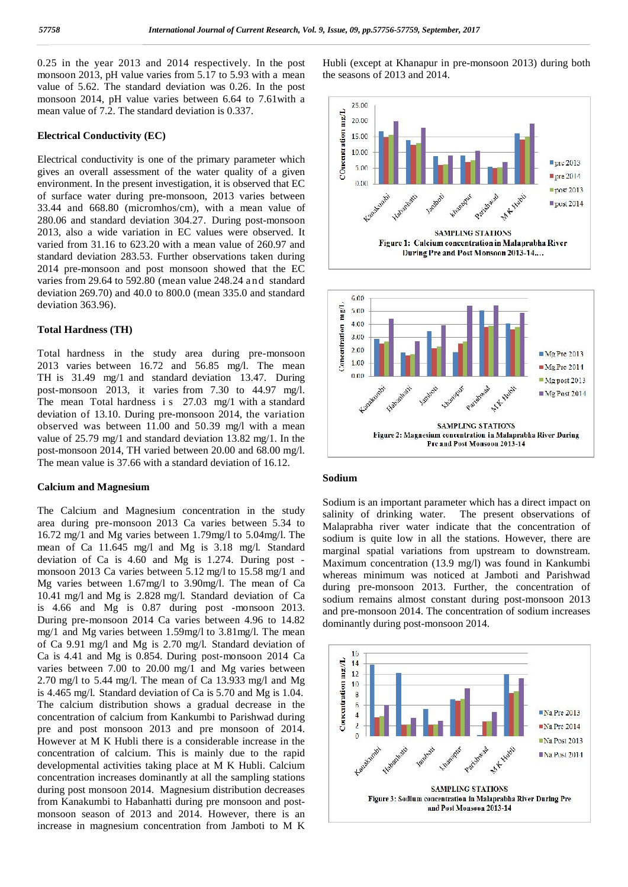0.25 in the year 2013 and 2014 respectively. In the post monsoon 2013, pH value varies from 5.17 to 5.93 with a mean value of 5.62. The standard deviation was 0.26. In the post monsoon 2014, pH value varies between 6.64 to 7.61with a mean value of 7.2. The standard deviation is 0.337.

### Electrical Conductivity (EC)

Electrical conductivity is one of the primary parameter which gives an overall assessment of the water quality of a given environment. In the present investigation, it is observed that EC of surface water during pre-monsoon, 2013 varies between 33.44 and 668.80 (micromhos/cm), with a mean value of 280.06 and standard deviation 304.27. During post-monsoon 2013, also a wide variation in EC values were observed. It varied from 31.16 to 623.20 with a mean value of 260.97 and standard deviation 283.53. Further observations taken during 2014 pre-monsoon and post monsoon showed that the EC varies from 29.64 to 592.80 (mean value 248.24 and standard deviation 269.70) and 40.0 to 800.0 (mean 335.0 and standard deviation 363.96).

### Total Hardness (TH)

Total hardness in the study area during pre-monsoon 2013 varies between 16.72 and 56.85 mg/l. The mean TH is 31.49 mg/1 and standard deviation 13.47. During post-monsoon 2013, it varies from 7.30 to 44.97 mg/l. The mean Total hardness is 27.03 mg/1 with a standard deviation of 13.10. During pre-monsoon 2014, the variation observed was between 11.00 and 50.39 mg/l with a mean value of 25.79 mg/1 and standard deviation 13.82 mg/1. In the post-monsoon 2014, TH varied between 20.00 and 68.00 mg/l. The mean value is 37.66 with a standard deviation of 16.12.

### Calcium and Magnesium

The Calcium and Magnesium concentration in the study area during pre-monsoon 2013 Ca varies between 5.34 to 16.72 mg/1 and Mg varies between 1.79mg/l to 5.04mg/l. The mean of Ca 11.645 mg/l and Mg is 3.18 mg/l. Standard deviation of Ca is 4.60 and Mg is 1.274. During post - monsoon 2013 Ca varies between 5.12 mg/l to 15.58 mg/1 and Mg varies between 1.67mg/l to 3.90mg/l. The mean of Ca 10.41 mg/l and Mg is 2.828 mg/l. Standard deviation of Ca is 4.66 and Mg is 0.87 during post -monsoon 2013. During pre-monsoon 2014 Ca varies between 4.96 to 14.82 mg/1 and Mg varies between 1.59mg/l to 3.81mg/l. The mean of Ca 9.91 mg/l and Mg is 2.70 mg/l. Standard deviation of Ca is 4.41 and Mg is 0.854. During post-monsoon 2014 Ca varies between 7.00 to 20.00 mg/1 and Mg varies between 2.70 mg/l to 5.44 mg/l. The mean of Ca 13.933 mg/l and Mg is 4.465 mg/l. Standard deviation of Ca is 5.70 and Mg is 1.04. The calcium distribution shows a gradual decrease in the concentration of calcium from Kankumbi to Parishwad during pre and post monsoon 2013 and pre monsoon of 2014. However at M K Hubli there is a considerable increase in the concentration of calcium. This is mainly due to the rapid developmental activities taking place at M K Hubli. Calcium concentration increases dominantly at all the sampling stations during post monsoon 2014. Magnesium distribution decreases from Kanakumbi to Habanhatti during pre monsoon and post-monsoon season of 2013 and 2014. However, there is an increase in magnesium concentration from Jamboti to M K Hubli (except at Khanapur in pre-monsoon 2013) during both the seasons of 2013 and 2014.

**Figure 1: Calcium concentration in Malaprabha River During Pre and Post Monsoon 2013-14....**

**Figure 2: Magnesium concentration in Malaprabha River During Pre and Post Monsoon 2013-14**

### Sodium

Sodium is an important parameter which has a direct impact on salinity of drinking water. The present observations of Malaprabha river water indicate that the concentration of sodium is quite low in all the stations. However, there are marginal spatial variations from upstream to downstream. Maximum concentration (13.9 mg/l) was found in Kankumbi whereas minimum was noticed at Jamboti and Parishwad during pre-monsoon 2013. Further, the concentration of sodium remains almost constant during post-monsoon 2013 and pre-monsoon 2014. The concentration of sodium increases dominantly during post-monsoon 2014.

**Figure 3: Sodium concentration in Malaprabha River During Pre and Post Monsoon 2013-14**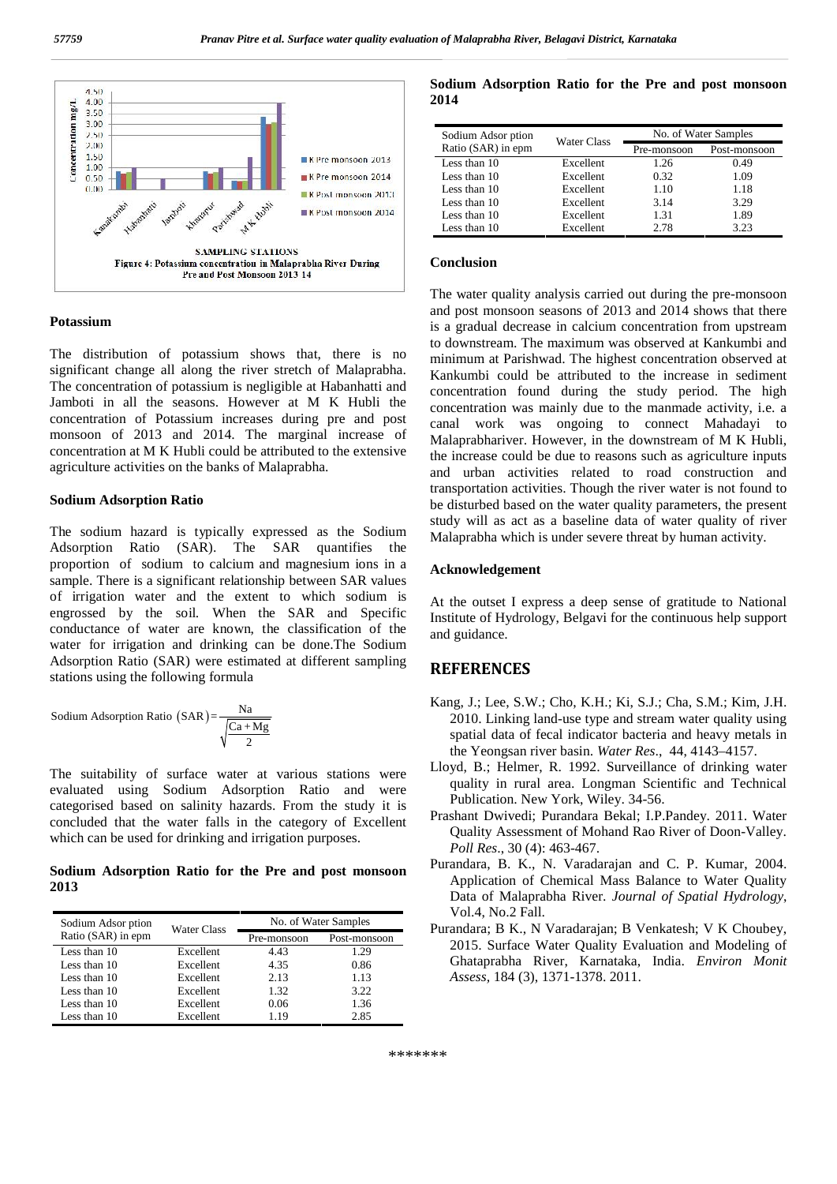4.50
4.00
3.50
3.00
2.50
2.00
1.50
1.00
0.50
0.00

Concentration mg/L

Kamalkumbi Habanhatti Jamboti Khanapur Parishwad M K Hubli

K Pre monsoon 2013
K Pre monsoon 2014
K Post monsoon 2013
K Post monsoon 2014

SAMPLING STATIONS

Figure 4: Potassium concentration in Malaprabha River During Pre and Post Monsoon 2013 14

### Potassium

The distribution of potassium shows that, there is no significant change all along the river stretch of Malaprabha. The concentration of potassium is negligible at Habanhatti and Jamboti in all the seasons. However at M K Hubli the concentration of Potassium increases during pre and post monsoon of 2013 and 2014. The marginal increase of concentration at M K Hubli could be attributed to the extensive agriculture activities on the banks of Malaprabha.

### Sodium Adsorption Ratio

The sodium hazard is typically expressed as the Sodium Adsorption Ratio (SAR). The SAR quantifies the proportion of sodium to calcium and magnesium ions in a sample. There is a significant relationship between SAR values of irrigation water and the extent to which sodium is engrossed by the soil. When the SAR and Specific conductance of water are known, the classification of the water for irrigation and drinking can be done.The Sodium Adsorption Ratio (SAR) were estimated at different sampling stations using the following formula

$$\text{Sodium Adsorption Ratio } (\text{SAR}) = \frac{\text{Na}}{\sqrt{\frac{\text{Ca} + \text{Mg}}{2}}}$$

The suitability of surface water at various stations were evaluated using Sodium Adsorption Ratio and were categorised based on salinity hazards. From the study it is concluded that the water falls in the category of Excellent which can be used for drinking and irrigation purposes.

**Sodium Adsorption Ratio for the Pre and post monsoon 2013**

| Sodium Adsor ption Ratio (SAR) in epm | Water Class | No. of Water Samples | |
|---|---|---|---|
| | | Pre-monsoon | Post-monsoon |
| Less than 10 | Excellent | 4.43 | 1.29 |
| Less than 10 | Excellent | 4.35 | 0.86 |
| Less than 10 | Excellent | 2.13 | 1.13 |
| Less than 10 | Excellent | 1.32 | 3.22 |
| Less than 10 | Excellent | 0.06 | 1.36 |
| Less than 10 | Excellent | 1.19 | 2.85 |

**Sodium Adsorption Ratio for the Pre and post monsoon 2014**

| Sodium Adsor ption Ratio (SAR) in epm | Water Class | No. of Water Samples | |
|---|---|---|---|
| | | Pre-monsoon | Post-monsoon |
| Less than 10 | Excellent | 1.26 | 0.49 |
| Less than 10 | Excellent | 0.32 | 1.09 |
| Less than 10 | Excellent | 1.10 | 1.18 |
| Less than 10 | Excellent | 3.14 | 3.29 |
| Less than 10 | Excellent | 1.31 | 1.89 |
| Less than 10 | Excellent | 2.78 | 3.23 |

### Conclusion

The water quality analysis carried out during the pre-monsoon and post monsoon seasons of 2013 and 2014 shows that there is a gradual decrease in calcium concentration from upstream to downstream. The maximum was observed at Kankumbi and minimum at Parishwad. The highest concentration observed at Kankumbi could be attributed to the increase in sediment concentration found during the study period. The high concentration was mainly due to the manmade activity, i.e. a canal work was ongoing to connect Mahadayi to Malaprabhariver. However, in the downstream of M K Hubli, the increase could be due to reasons such as agriculture inputs and urban activities related to road construction and transportation activities. Though the river water is not found to be disturbed based on the water quality parameters, the present study will as act as a baseline data of water quality of river Malaprabha which is under severe threat by human activity.

### Acknowledgement

At the outset I express a deep sense of gratitude to National Institute of Hydrology, Belgavi for the continuous help support and guidance.

## REFERENCES

- Kang, J.; Lee, S.W.; Cho, K.H.; Ki, S.J.; Cha, S.M.; Kim, J.H. 2010. Linking land-use type and stream water quality using spatial data of fecal indicator bacteria and heavy metals in the Yeongsan river basin. *Water Res*., 44, 4143–4157.
- Lloyd, B.; Helmer, R. 1992. Surveillance of drinking water quality in rural area. Longman Scientific and Technical Publication. New York, Wiley. 34-56.
- Prashant Dwivedi; Purandara Bekal; I.P.Pandey. 2011. Water Quality Assessment of Mohand Rao River of Doon-Valley. *Poll Res*., 30 (4): 463-467.
- Purandara, B. K., N. Varadarajan and C. P. Kumar, 2004. Application of Chemical Mass Balance to Water Quality Data of Malaprabha River. *Journal of Spatial Hydrology*, Vol.4, No.2 Fall.
- Purandara; B K., N Varadarajan; B Venkatesh; V K Choubey, 2015. Surface Water Quality Evaluation and Modeling of Ghataprabha River, Karnataka, India. *Environ Monit Assess*, 184 (3), 1371-1378. 2011.

*******